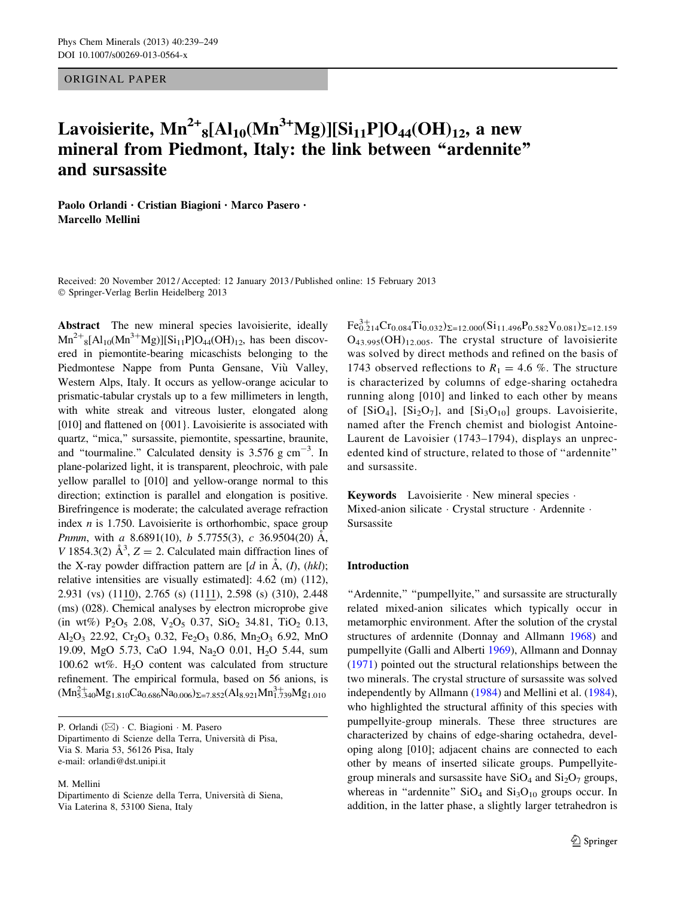ORIGINAL PAPER

# Lavoisierite, $Mn^{2+}{}_8[Al_{10}(Mn^{3+}Mg)][Si_{11}P]O_{44}(OH)_{12}$, a new mineral from Piedmont, Italy: the link between "ardennite" and sursassite

**Paolo Orlandi · Cristian Biagioni · Marco Pasero · Marcello Mellini**

Received: 20 November 2012 / Accepted: 12 January 2013 / Published online: 15 February 2013
© Springer-Verlag Berlin Heidelberg 2013

**Abstract** The new mineral species lavoisierite, ideally $Mn^{2+}{}_8[Al_{10}(Mn^{3+}Mg)][Si_{11}P]O_{44}(OH)_{12}$, has been discovered in piemontite-bearing micaschists belonging to the Piedmontese Nappe from Punta Gensane, Viù Valley, Western Alps, Italy. It occurs as yellow-orange acicular to prismatic-tabular crystals up to a few millimeters in length, with white streak and vitreous luster, elongated along [010] and flattened on {001}. Lavoisierite is associated with quartz, "mica," sursassite, piemontite, spessartine, braunite, and "tourmaline." Calculated density is 3.576 g cm$^{-3}$. In plane-polarized light, it is transparent, pleochroic, with pale yellow parallel to [010] and yellow-orange normal to this direction; extinction is parallel and elongation is positive. Birefringence is moderate; the calculated average refraction index $n$ is 1.750. Lavoisierite is orthorhombic, space group *Pnmm*, with $a$ 8.6891(10), $b$ 5.7755(3), $c$ 36.9504(20) Å, $V$ 1854.3(2) Å$^3$, $Z = 2$. Calculated main diffraction lines of the X-ray powder diffraction pattern are [$d$ in Å, ($I$), ($hkl$); relative intensities are visually estimated]: 4.62 (m) (112), 2.931 (vs) (11$\underline{10}$), 2.765 (s) (11$\underline{11}$), 2.598 (s) (310), 2.448 (ms) (028). Chemical analyses by electron microprobe give (in wt%) $P_2O_5$ 2.08, $V_2O_5$ 0.37, $SiO_2$ 34.81, $TiO_2$ 0.13, $Al_2O_3$ 22.92, $Cr_2O_3$ 0.32, $Fe_2O_3$ 0.86, $Mn_2O_3$ 6.92, MnO 19.09, MgO 5.73, CaO 1.94, $Na_2O$ 0.01, $H_2O$ 5.44, sum 100.62 wt%. $H_2O$ content was calculated from structure refinement. The empirical formula, based on 56 anions, is $(Mn^{2+}_{5.340}Mg_{1.810}Ca_{0.686}Na_{0.006})_{\Sigma=7.852}(Al_{8.921}Mn^{3+}_{1.739}Mg_{1.010}Fe^{3+}_{0.214}Cr_{0.084}Ti_{0.032})_{\Sigma=12.000}(Si_{11.496}P_{0.582}V_{0.081})_{\Sigma=12.159}O_{43.995}(OH)_{12.005}$. The crystal structure of lavoisierite was solved by direct methods and refined on the basis of 1743 observed reflections to $R_1 = 4.6$ %. The structure is characterized by columns of edge-sharing octahedra running along [010] and linked to each other by means of $[SiO_4]$, $[Si_2O_7]$, and $[Si_3O_{10}]$ groups. Lavoisierite, named after the French chemist and biologist Antoine-Laurent de Lavoisier (1743–1794), displays an unprecedented kind of structure, related to those of "ardennite" and sursassite.

**Keywords** Lavoisierite · New mineral species · Mixed-anion silicate · Crystal structure · Ardennite · Sursassite

P. Orlandi (✉) · C. Biagioni · M. Pasero
Dipartimento di Scienze della Terra, Università di Pisa, Via S. Maria 53, 56126 Pisa, Italy
e-mail: orlandi@dst.unipi.it

M. Mellini
Dipartimento di Scienze della Terra, Università di Siena, Via Laterina 8, 53100 Siena, Italy

## Introduction

"Ardennite," "pumpellyite," and sursassite are structurally related mixed-anion silicates which typically occur in metamorphic environment. After the solution of the crystal structures of ardennite (Donnay and Allmann 1968) and pumpellyite (Galli and Alberti 1969), Allmann and Donnay (1971) pointed out the structural relationships between the two minerals. The crystal structure of sursassite was solved independently by Allmann (1984) and Mellini et al. (1984), who highlighted the structural affinity of this species with pumpellyite-group minerals. These three structures are characterized by chains of edge-sharing octahedra, developing along [010]; adjacent chains are connected to each other by means of inserted silicate groups. Pumpellyite-group minerals and sursassite have $SiO_4$ and $Si_2O_7$ groups, whereas in "ardennite" $SiO_4$ and $Si_3O_{10}$ groups occur. In addition, in the latter phase, a slightly larger tetrahedron is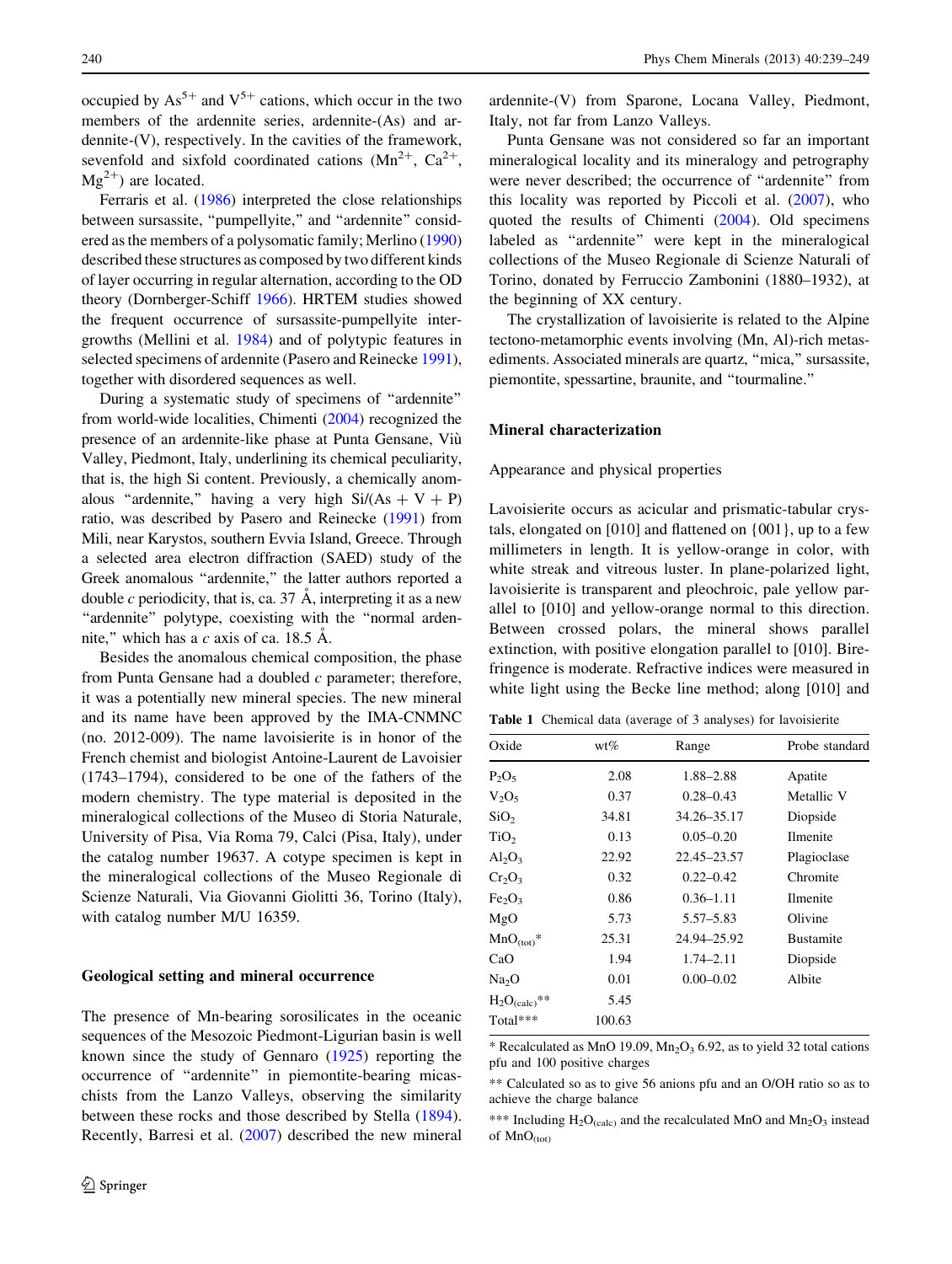occupied by $As^{5+}$ and $V^{5+}$ cations, which occur in the two members of the ardennite series, ardennite-(As) and ardennite-(V), respectively. In the cavities of the framework, sevenfold and sixfold coordinated cations ($Mn^{2+}$, $Ca^{2+}$, $Mg^{2+}$) are located.

Ferraris et al. (1986) interpreted the close relationships between sursassite, "pumpellyite," and "ardennite" considered as the members of a polysomatic family; Merlino (1990) described these structures as composed by two different kinds of layer occurring in regular alternation, according to the OD theory (Dornberger-Schiff 1966). HRTEM studies showed the frequent occurrence of sursassite-pumpellyite intergrowths (Mellini et al. 1984) and of polytypic features in selected specimens of ardennite (Pasero and Reinecke 1991), together with disordered sequences as well.

During a systematic study of specimens of "ardennite" from world-wide localities, Chimenti (2004) recognized the presence of an ardennite-like phase at Punta Gensane, Viù Valley, Piedmont, Italy, underlining its chemical peculiarity, that is, the high Si content. Previously, a chemically anomalous "ardennite," having a very high Si/(As + V + P) ratio, was described by Pasero and Reinecke (1991) from Mili, near Karystos, southern Evvia Island, Greece. Through a selected area electron diffraction (SAED) study of the Greek anomalous "ardennite," the latter authors reported a double *c* periodicity, that is, ca. 37 Å, interpreting it as a new "ardennite" polytype, coexisting with the "normal ardennite," which has a *c* axis of ca. 18.5 Å.

Besides the anomalous chemical composition, the phase from Punta Gensane had a doubled *c* parameter; therefore, it was a potentially new mineral species. The new mineral and its name have been approved by the IMA-CNMNC (no. 2012-009). The name lavoisierite is in honor of the French chemist and biologist Antoine-Laurent de Lavoisier (1743–1794), considered to be one of the fathers of the modern chemistry. The type material is deposited in the mineralogical collections of the Museo di Storia Naturale, University of Pisa, Via Roma 79, Calci (Pisa, Italy), under the catalog number 19637. A cotype specimen is kept in the mineralogical collections of the Museo Regionale di Scienze Naturali, Via Giovanni Giolitti 36, Torino (Italy), with catalog number M/U 16359.

## Geological setting and mineral occurrence

The presence of Mn-bearing sorosilicates in the oceanic sequences of the Mesozoic Piedmont-Ligurian basin is well known since the study of Gennaro (1925) reporting the occurrence of "ardennite" in piemontite-bearing micaschists from the Lanzo Valleys, observing the similarity between these rocks and those described by Stella (1894). Recently, Barresi et al. (2007) described the new mineral ardennite-(V) from Sparone, Locana Valley, Piedmont, Italy, not far from Lanzo Valleys.

Punta Gensane was not considered so far an important mineralogical locality and its mineralogy and petrography were never described; the occurrence of "ardennite" from this locality was reported by Piccoli et al. (2007), who quoted the results of Chimenti (2004). Old specimens labeled as "ardennite" were kept in the mineralogical collections of the Museo Regionale di Scienze Naturali of Torino, donated by Ferruccio Zambonini (1880–1932), at the beginning of XX century.

The crystallization of lavoisierite is related to the Alpine tectono-metamorphic events involving (Mn, Al)-rich metasediments. Associated minerals are quartz, "mica," sursassite, piemontite, spessartine, braunite, and "tourmaline."

## Mineral characterization

### Appearance and physical properties

Lavoisierite occurs as acicular and prismatic-tabular crystals, elongated on [010] and flattened on {001}, up to a few millimeters in length. It is yellow-orange in color, with white streak and vitreous luster. In plane-polarized light, lavoisierite is transparent and pleochroic, pale yellow parallel to [010] and yellow-orange normal to this direction. Between crossed polars, the mineral shows parallel extinction, with positive elongation parallel to [010]. Birefringence is moderate. Refractive indices were measured in white light using the Becke line method; along [010] and

**Table 1** Chemical data (average of 3 analyses) for lavoisierite

| Oxide | wt% | Range | Probe standard |
|---|---|---|---|
| $P_2O_5$ | 2.08 | 1.88–2.88 | Apatite |
| $V_2O_5$ | 0.37 | 0.28–0.43 | Metallic V |
| $SiO_2$ | 34.81 | 34.26–35.17 | Diopside |
| $TiO_2$ | 0.13 | 0.05–0.20 | Ilmenite |
| $Al_2O_3$ | 22.92 | 22.45–23.57 | Plagioclase |
| $Cr_2O_3$ | 0.32 | 0.22–0.42 | Chromite |
| $Fe_2O_3$ | 0.86 | 0.36–1.11 | Ilmenite |
| MgO | 5.73 | 5.57–5.83 | Olivine |
| $MnO_{(tot)}$* | 25.31 | 24.94–25.92 | Bustamite |
| CaO | 1.94 | 1.74–2.11 | Diopside |
| $Na_2O$ | 0.01 | 0.00–0.02 | Albite |
| $H_2O_{(calc)}$** | 5.45 | | |
| Total*** | 100.63 | | |

\* Recalculated as MnO 19.09, $Mn_2O_3$ 6.92, as to yield 32 total cations pfu and 100 positive charges

\*\* Calculated so as to give 56 anions pfu and an O/OH ratio so as to achieve the charge balance

\*\*\* Including $H_2O_{(calc)}$ and the recalculated MnO and $Mn_2O_3$ instead of $MnO_{(tot)}$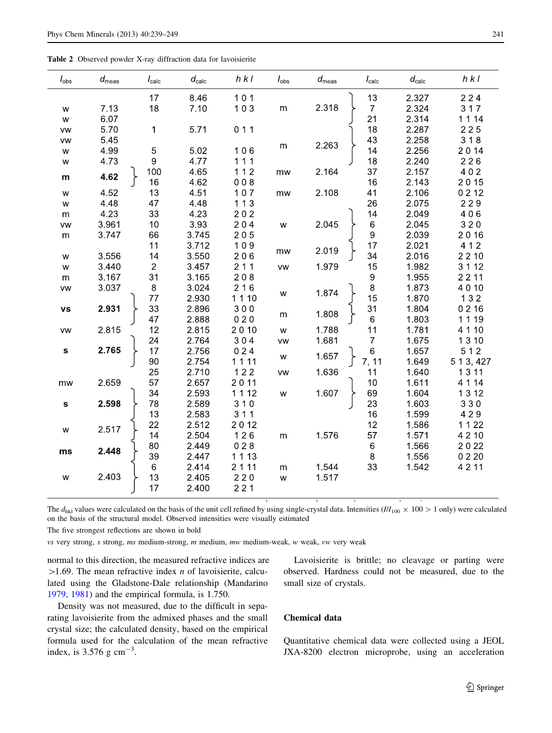**Table 2** Observed powder X-ray diffraction data for lavoisierite

| $I_{obs}$ | $d_{meas}$ | $I_{calc}$ | $d_{calc}$ | *h k l* | $I_{obs}$ | $d_{meas}$ | $I_{calc}$ | $d_{calc}$ | *h k l* |
|---|---|---|---|---|---|---|---|---|---|
| | | 17 | 8.46 | 1 0 1 | m | 2.318 | 13 | 2.327 | 2 2 4 |
| w | 7.13 | 18 | 7.10 | 1 0 3 | | | 7 | 2.324 | 3 1 7 |
| w | 6.07 | | | | | | 21 | 2.314 | 1 1 14 |
| vw | 5.70 | 1 | 5.71 | 0 1 1 | m | 2.263 | 18 | 2.287 | 2 2 5 |
| vw | 5.45 | | | | | | 43 | 2.258 | 3 1 8 |
| w | 4.99 | 5 | 5.02 | 1 0 6 | | | 14 | 2.256 | 2 0 14 |
| w | 4.73 | 9 | 4.77 | 1 1 1 | | | 18 | 2.240 | 2 2 6 |
| **m** | **4.62** | 100 | 4.65 | 1 1 2 | mw | 2.164 | 37 | 2.157 | 4 0 2 |
| | | 16 | 4.62 | 0 0 8 | | | 16 | 2.143 | 2 0 15 |
| w | 4.52 | 13 | 4.51 | 1 0 7 | mw | 2.108 | 41 | 2.106 | 0 2 12 |
| w | 4.48 | 47 | 4.48 | 1 1 3 | | | 26 | 2.075 | 2 2 9 |
| m | 4.23 | 33 | 4.23 | 2 0 2 | w | 2.045 | 14 | 2.049 | 4 0 6 |
| vw | 3.961 | 10 | 3.93 | 2 0 4 | | | 6 | 2.045 | 3 2 0 |
| m | 3.747 | 66 | 3.745 | 2 0 5 | | | 9 | 2.039 | 2 0 16 |
| | | 11 | 3.712 | 1 0 9 | mw | 2.019 | 17 | 2.021 | 4 1 2 |
| w | 3.556 | 14 | 3.550 | 2 0 6 | | | 34 | 2.016 | 2 2 10 |
| w | 3.440 | 2 | 3.457 | 2 1 1 | vw | 1.979 | 15 | 1.982 | 3 1 12 |
| m | 3.167 | 31 | 3.165 | 2 0 8 | | | 9 | 1.955 | 2 2 11 |
| vw | 3.037 | 8 | 3.024 | 2 1 6 | w | 1.874 | 8 | 1.873 | 4 0 10 |
| **vs** | **2.931** | 77 | 2.930 | 1 1 10 | | | 15 | 1.870 | 1 3 2 |
| | | 33 | 2.896 | 3 0 0 | m | 1.808 | 31 | 1.804 | 0 2 16 |
| | | 47 | 2.888 | 0 2 0 | | | 6 | 1.803 | 1 1 19 |
| vw | 2.815 | 12 | 2.815 | 2 0 10 | w | 1.788 | 11 | 1.781 | 4 1 10 |
| **s** | **2.765** | 24 | 2.764 | 3 0 4 | vw | 1.681 | 7 | 1.675 | 1 3 10 |
| | | 17 | 2.756 | 0 2 4 | w | 1.657 | 6 | 1.657 | 5 1 2 |
| | | 90 | 2.754 | 1 1 11 | | | 7, 11 | 1.649 | 5 1 3, 427 |
| | | 25 | 2.710 | 1 2 2 | vw | 1.636 | 11 | 1.640 | 1 3 11 |
| mw | 2.659 | 57 | 2.657 | 2 0 11 | w | 1.607 | 10 | 1.611 | 4 1 14 |
| **s** | **2.598** | 34 | 2.593 | 1 1 12 | | | 69 | 1.604 | 1 3 12 |
| | | 78 | 2.589 | 3 1 0 | | | 23 | 1.603 | 3 3 0 |
| | | 13 | 2.583 | 3 1 1 | | | 16 | 1.599 | 4 2 9 |
| w | 2.517 | 22 | 2.512 | 2 0 12 | m | 1.576 | 12 | 1.586 | 1 1 22 |
| | | 14 | 2.504 | 1 2 6 | | | 57 | 1.571 | 4 2 10 |
| **ms** | **2.448** | 80 | 2.449 | 0 2 8 | | | 6 | 1.566 | 2 0 22 |
| | | 39 | 2.447 | 1 1 13 | | | 8 | 1.556 | 0 2 20 |
| w | 2.403 | 6 | 2.414 | 2 1 11 | m | 1.544 | 33 | 1.542 | 4 2 11 |
| | | 13 | 2.405 | 2 2 0 | w | 1.517 | | | |
| | | 17 | 2.400 | 2 2 1 | | | | | |

The $d_{hkl}$ values were calculated on the basis of the unit cell refined by using single-crystal data. Intensities ($I/I_{100} \times 100 > 1$ only) were calculated on the basis of the structural model. Observed intensities were visually estimated

The five strongest reflections are shown in bold

*vs* very strong, *s* strong, *ms* medium-strong, *m* medium, *mw* medium-weak, *w* weak, *vw* very weak

normal to this direction, the measured refractive indices are >1.69. The mean refractive index *n* of lavoisierite, calculated using the Gladstone-Dale relationship (Mandarino 1979, 1981) and the empirical formula, is 1.750.

Density was not measured, due to the difficult in separating lavoisierite from the admixed phases and the small crystal size; the calculated density, based on the empirical formula used for the calculation of the mean refractive index, is 3.576 g cm$^{-3}$.

Lavoisierite is brittle; no cleavage or parting were observed. Hardness could not be measured, due to the small size of crystals.

## Chemical data

Quantitative chemical data were collected using a JEOL JXA-8200 electron microprobe, using an acceleration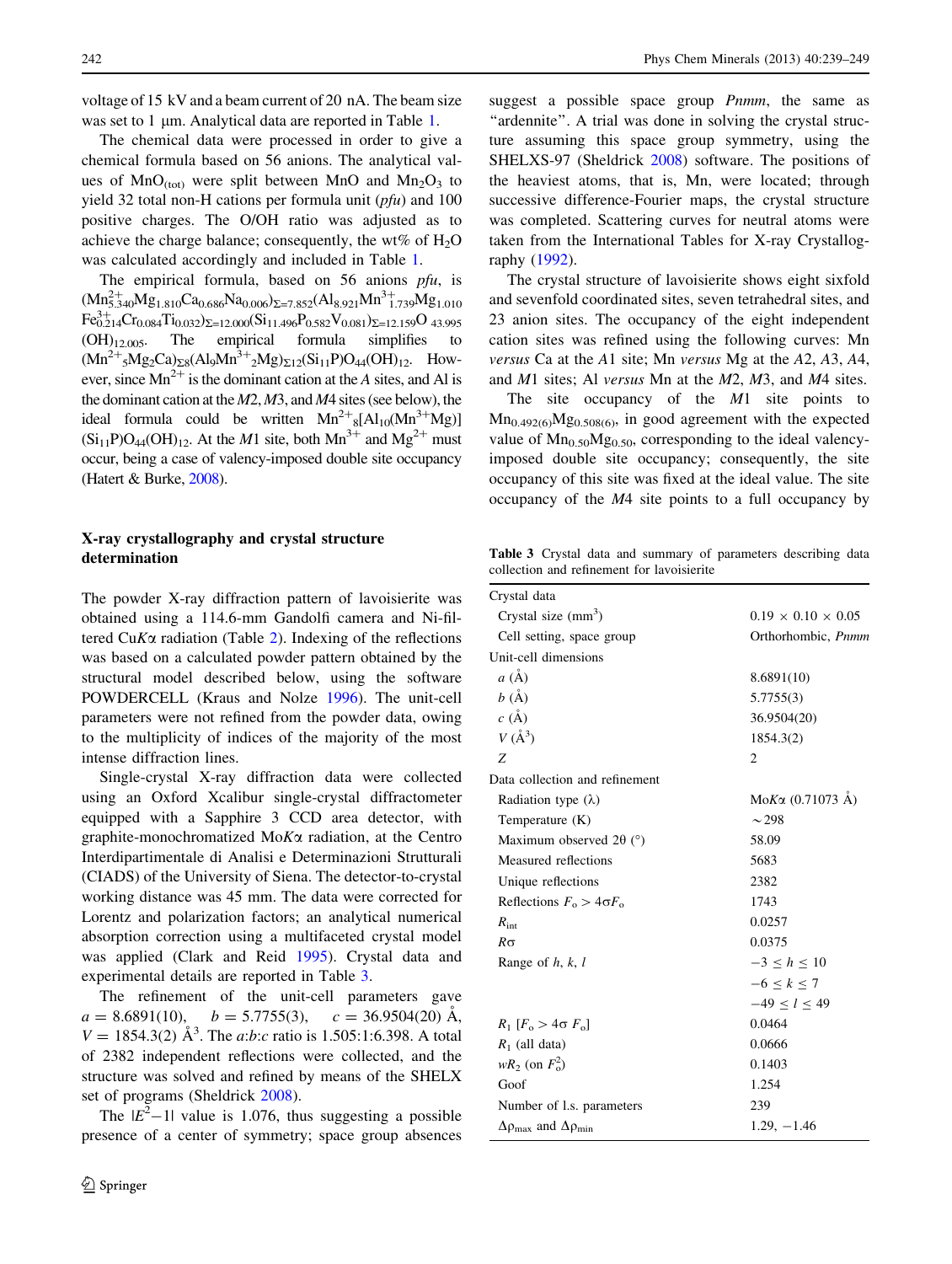voltage of 15 kV and a beam current of 20 nA. The beam size was set to 1 μm. Analytical data are reported in Table 1.

The chemical data were processed in order to give a chemical formula based on 56 anions. The analytical values of $MnO_{(tot)}$ were split between MnO and $Mn_2O_3$ to yield 32 total non-H cations per formula unit (*pfu*) and 100 positive charges. The O/OH ratio was adjusted as to achieve the charge balance; consequently, the wt% of $H_2O$ was calculated accordingly and included in Table 1.

The empirical formula, based on 56 anions *pfu*, is $(Mn^{2+}_{5.340}Mg_{1.810}Ca_{0.686}Na_{0.006})_{\Sigma=7.852}(Al_{8.921}Mn^{3+}_{1.739}Mg_{1.010}Fe^{3+}_{0.214}Cr_{0.084}Ti_{0.032})_{\Sigma=12.000}(Si_{11.496}P_{0.582}V_{0.081})_{\Sigma=12.159}O_{43.995}(OH)_{12.005}$. The empirical formula simplifies to $(Mn^{2+}_5Mg_2Ca)_{\Sigma 8}(Al_9Mn^{3+}_2Mg)_{\Sigma 12}(Si_{11}P)O_{44}(OH)_{12}$. However, since $Mn^{2+}$ is the dominant cation at the *A* sites, and Al is the dominant cation at the *M*2, *M*3, and *M*4 sites (see below), the ideal formula could be written $Mn^{2+}_8[Al_{10}(Mn^{3+}Mg)](Si_{11}P)O_{44}(OH)_{12}$. At the *M*1 site, both $Mn^{3+}$ and $Mg^{2+}$ must occur, being a case of valency-imposed double site occupancy (Hatert & Burke, 2008).

## X-ray crystallography and crystal structure determination

The powder X-ray diffraction pattern of lavoisierite was obtained using a 114.6-mm Gandolfi camera and Ni-filtered Cu*K*α radiation (Table 2). Indexing of the reflections was based on a calculated powder pattern obtained by the structural model described below, using the software POWDERCELL (Kraus and Nolze 1996). The unit-cell parameters were not refined from the powder data, owing to the multiplicity of indices of the majority of the most intense diffraction lines.

Single-crystal X-ray diffraction data were collected using an Oxford Xcalibur single-crystal diffractometer equipped with a Sapphire 3 CCD area detector, with graphite-monochromatized Mo*K*α radiation, at the Centro Interdipartimentale di Analisi e Determinazioni Strutturali (CIADS) of the University of Siena. The detector-to-crystal working distance was 45 mm. The data were corrected for Lorentz and polarization factors; an analytical numerical absorption correction using a multifaceted crystal model was applied (Clark and Reid 1995). Crystal data and experimental details are reported in Table 3.

The refinement of the unit-cell parameters gave $a = 8.6891(10)$, $b = 5.7755(3)$, $c = 36.9504(20)$ Å, $V = 1854.3(2)$ Å$^3$. The *a*:*b*:*c* ratio is 1.505:1:6.398. A total of 2382 independent reflections were collected, and the structure was solved and refined by means of the SHELX set of programs (Sheldrick 2008).

The $|E^2-1|$ value is 1.076, thus suggesting a possible presence of a center of symmetry; space group absences suggest a possible space group *Pnmm*, the same as "ardennite". A trial was done in solving the crystal structure assuming this space group symmetry, using the SHELXS-97 (Sheldrick 2008) software. The positions of the heaviest atoms, that is, Mn, were located; through successive difference-Fourier maps, the crystal structure was completed. Scattering curves for neutral atoms were taken from the International Tables for X-ray Crystallography (1992).

The crystal structure of lavoisierite shows eight sixfold and sevenfold coordinated sites, seven tetrahedral sites, and 23 anion sites. The occupancy of the eight independent cation sites was refined using the following curves: Mn *versus* Ca at the *A*1 site; Mn *versus* Mg at the *A*2, *A*3, *A*4, and *M*1 sites; Al *versus* Mn at the *M*2, *M*3, and *M*4 sites.

The site occupancy of the *M*1 site points to $Mn_{0.492(6)}Mg_{0.508(6)}$, in good agreement with the expected value of $Mn_{0.50}Mg_{0.50}$, corresponding to the ideal valency-imposed double site occupancy; consequently, the site occupancy of this site was fixed at the ideal value. The site occupancy of the *M*4 site points to a full occupancy by

**Table 3** Crystal data and summary of parameters describing data collection and refinement for lavoisierite

| | |
|---|---|
| Crystal data | |
| Crystal size (mm$^3$) | 0.19 × 0.10 × 0.05 |
| Cell setting, space group | Orthorhombic, *Pnmm* |
| Unit-cell dimensions | |
| *a* (Å) | 8.6891(10) |
| *b* (Å) | 5.7755(3) |
| *c* (Å) | 36.9504(20) |
| *V* (Å$^3$) | 1854.3(2) |
| *Z* | 2 |
| Data collection and refinement | |
| Radiation type (λ) | Mo*K*α (0.71073 Å) |
| Temperature (K) | ~298 |
| Maximum observed 2θ (°) | 58.09 |
| Measured reflections | 5683 |
| Unique reflections | 2382 |
| Reflections $F_o > 4\sigma F_o$ | 1743 |
| $R_{int}$ | 0.0257 |
| $R\sigma$ | 0.0375 |
| Range of *h*, *k*, *l* | $-3 \leq h \leq 10$ |
| | $-6 \leq k \leq 7$ |
| | $-49 \leq l \leq 49$ |
| $R_1$ [$F_o > 4\sigma F_o$] | 0.0464 |
| $R_1$ (all data) | 0.0666 |
| $wR_2$ (on $F_o^2$) | 0.1403 |
| Goof | 1.254 |
| Number of l.s. parameters | 239 |
| $\Delta\rho_{max}$ and $\Delta\rho_{min}$ | 1.29, −1.46 |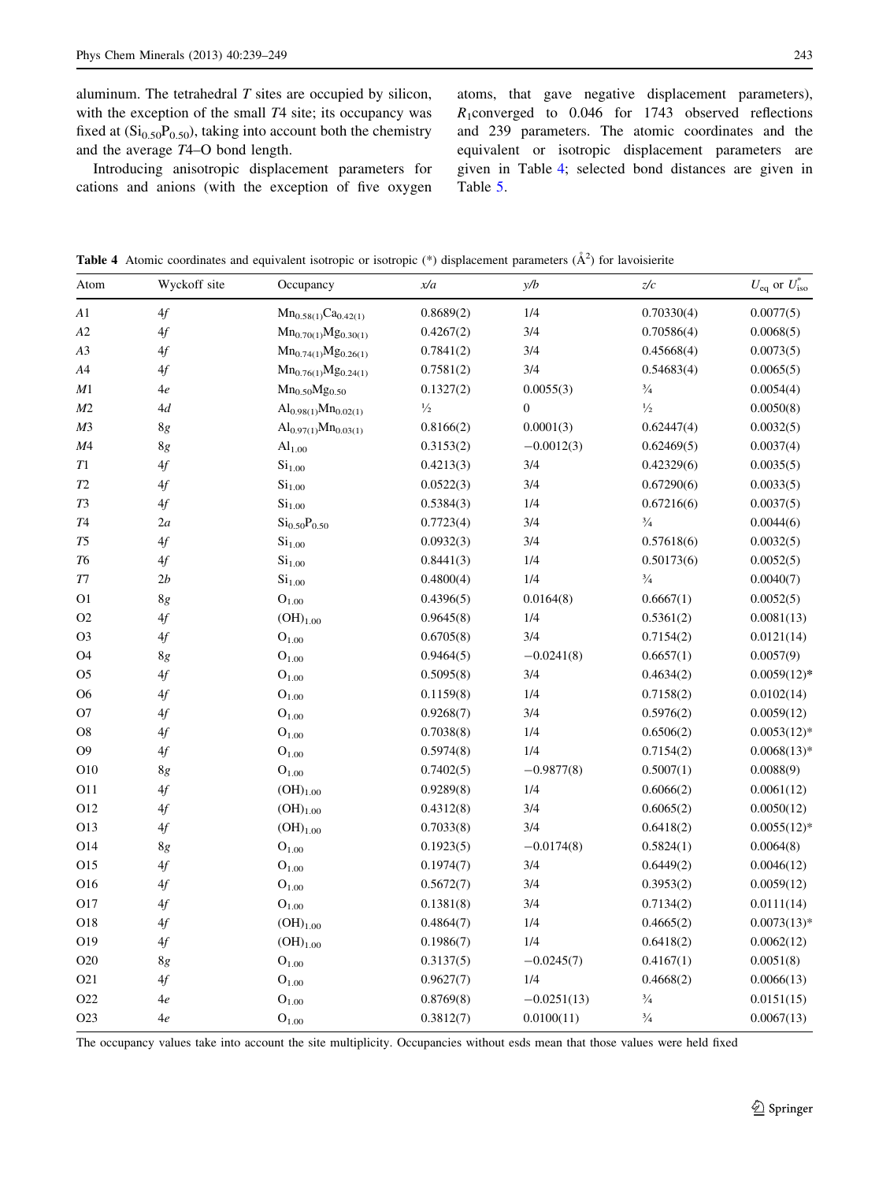aluminum. The tetrahedral *T* sites are occupied by silicon, with the exception of the small *T*4 site; its occupancy was fixed at ($Si_{0.50}P_{0.50}$), taking into account both the chemistry and the average *T*4–O bond length.

Introducing anisotropic displacement parameters for cations and anions (with the exception of five oxygen atoms, that gave negative displacement parameters), $R_1$converged to 0.046 for 1743 observed reflections and 239 parameters. The atomic coordinates and the equivalent or isotropic displacement parameters are given in Table 4; selected bond distances are given in Table 5.

**Table 4** Atomic coordinates and equivalent isotropic or isotropic (*) displacement parameters (Å$^2$) for lavoisierite

| Atom | Wyckoff site | Occupancy | *x/a* | *y/b* | *z/c* | $U_{eq}$ or $U^*_{iso}$ |
|---|---|---|---|---|---|---|
| *A*1 | 4*f* | $Mn_{0.58(1)}Ca_{0.42(1)}$ | 0.8689(2) | 1/4 | 0.70330(4) | 0.0077(5) |
| *A*2 | 4*f* | $Mn_{0.70(1)}Mg_{0.30(1)}$ | 0.4267(2) | 3/4 | 0.70586(4) | 0.0068(5) |
| *A*3 | 4*f* | $Mn_{0.74(1)}Mg_{0.26(1)}$ | 0.7841(2) | 3/4 | 0.45668(4) | 0.0073(5) |
| *A*4 | 4*f* | $Mn_{0.76(1)}Mg_{0.24(1)}$ | 0.7581(2) | 3/4 | 0.54683(4) | 0.0065(5) |
| *M*1 | 4*e* | $Mn_{0.50}Mg_{0.50}$ | 0.1327(2) | 0.0055(3) | ¾ | 0.0054(4) |
| *M*2 | 4*d* | $Al_{0.98(1)}Mn_{0.02(1)}$ | ½ | 0 | ½ | 0.0050(8) |
| *M*3 | 8*g* | $Al_{0.97(1)}Mn_{0.03(1)}$ | 0.8166(2) | 0.0001(3) | 0.62447(4) | 0.0032(5) |
| *M*4 | 8*g* | $Al_{1.00}$ | 0.3153(2) | −0.0012(3) | 0.62469(5) | 0.0037(4) |
| *T*1 | 4*f* | $Si_{1.00}$ | 0.4213(3) | 3/4 | 0.42329(6) | 0.0035(5) |
| *T*2 | 4*f* | $Si_{1.00}$ | 0.0522(3) | 3/4 | 0.67290(6) | 0.0033(5) |
| *T*3 | 4*f* | $Si_{1.00}$ | 0.5384(3) | 1/4 | 0.67216(6) | 0.0037(5) |
| *T*4 | 2*a* | $Si_{0.50}P_{0.50}$ | 0.7723(4) | 3/4 | ¾ | 0.0044(6) |
| *T*5 | 4*f* | $Si_{1.00}$ | 0.0932(3) | 3/4 | 0.57618(6) | 0.0032(5) |
| *T*6 | 4*f* | $Si_{1.00}$ | 0.8441(3) | 1/4 | 0.50173(6) | 0.0052(5) |
| *T*7 | 2*b* | $Si_{1.00}$ | 0.4800(4) | 1/4 | ¾ | 0.0040(7) |
| O1 | 8*g* | $O_{1.00}$ | 0.4396(5) | 0.0164(8) | 0.6667(1) | 0.0052(5) |
| O2 | 4*f* | $(OH)_{1.00}$ | 0.9645(8) | 1/4 | 0.5361(2) | 0.0081(13) |
| O3 | 4*f* | $O_{1.00}$ | 0.6705(8) | 3/4 | 0.7154(2) | 0.0121(14) |
| O4 | 8*g* | $O_{1.00}$ | 0.9464(5) | −0.0241(8) | 0.6657(1) | 0.0057(9) |
| O5 | 4*f* | $O_{1.00}$ | 0.5095(8) | 3/4 | 0.4634(2) | 0.0059(12)* |
| O6 | 4*f* | $O_{1.00}$ | 0.1159(8) | 1/4 | 0.7158(2) | 0.0102(14) |
| O7 | 4*f* | $O_{1.00}$ | 0.9268(7) | 3/4 | 0.5976(2) | 0.0059(12) |
| O8 | 4*f* | $O_{1.00}$ | 0.7038(8) | 1/4 | 0.6506(2) | 0.0053(12)* |
| O9 | 4*f* | $O_{1.00}$ | 0.5974(8) | 1/4 | 0.7154(2) | 0.0068(13)* |
| O10 | 8*g* | $O_{1.00}$ | 0.7402(5) | −0.9877(8) | 0.5007(1) | 0.0088(9) |
| O11 | 4*f* | $(OH)_{1.00}$ | 0.9289(8) | 1/4 | 0.6066(2) | 0.0061(12) |
| O12 | 4*f* | $(OH)_{1.00}$ | 0.4312(8) | 3/4 | 0.6065(2) | 0.0050(12) |
| O13 | 4*f* | $(OH)_{1.00}$ | 0.7033(8) | 3/4 | 0.6418(2) | 0.0055(12)* |
| O14 | 8*g* | $O_{1.00}$ | 0.1923(5) | −0.0174(8) | 0.5824(1) | 0.0064(8) |
| O15 | 4*f* | $O_{1.00}$ | 0.1974(7) | 3/4 | 0.6449(2) | 0.0046(12) |
| O16 | 4*f* | $O_{1.00}$ | 0.5672(7) | 3/4 | 0.3953(2) | 0.0059(12) |
| O17 | 4*f* | $O_{1.00}$ | 0.1381(8) | 3/4 | 0.7134(2) | 0.0111(14) |
| O18 | 4*f* | $(OH)_{1.00}$ | 0.4864(7) | 1/4 | 0.4665(2) | 0.0073(13)* |
| O19 | 4*f* | $(OH)_{1.00}$ | 0.1986(7) | 1/4 | 0.6418(2) | 0.0062(12) |
| O20 | 8*g* | $O_{1.00}$ | 0.3137(5) | −0.0245(7) | 0.4167(1) | 0.0051(8) |
| O21 | 4*f* | $O_{1.00}$ | 0.9627(7) | 1/4 | 0.4668(2) | 0.0066(13) |
| O22 | 4*e* | $O_{1.00}$ | 0.8769(8) | −0.0251(13) | ¾ | 0.0151(15) |
| O23 | 4*e* | $O_{1.00}$ | 0.3812(7) | 0.0100(11) | ¾ | 0.0067(13) |

The occupancy values take into account the site multiplicity. Occupancies without esds mean that those values were held fixed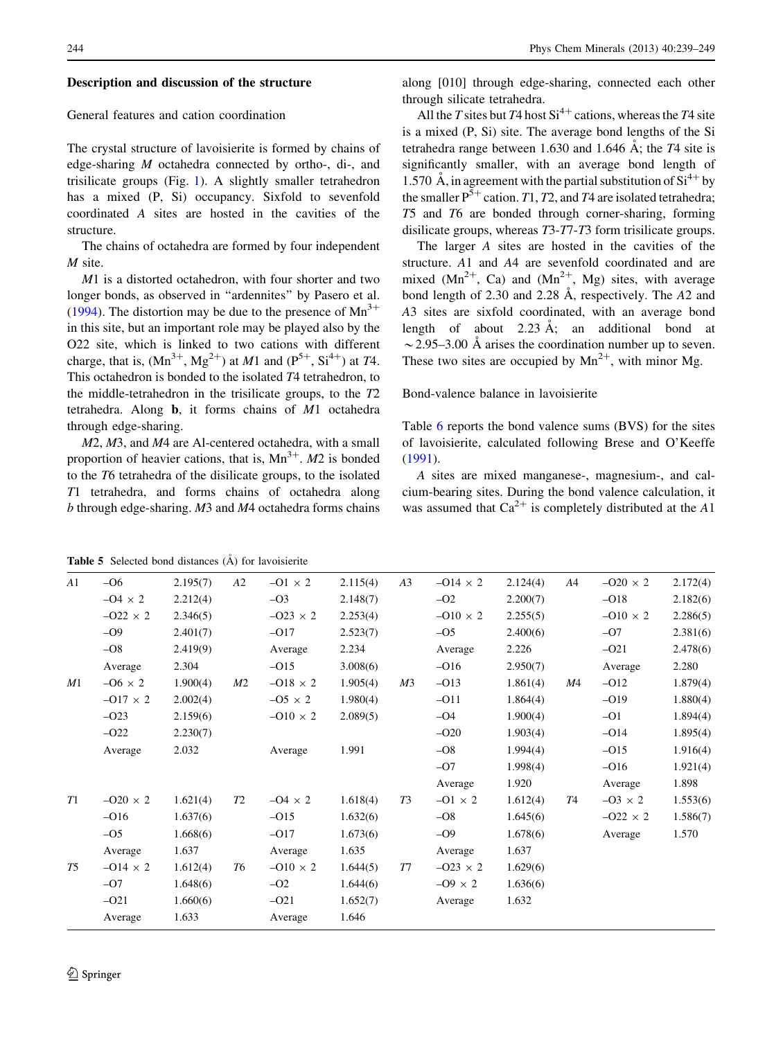## Description and discussion of the structure

### General features and cation coordination

The crystal structure of lavoisierite is formed by chains of edge-sharing *M* octahedra connected by ortho-, di-, and trisilicate groups (Fig. 1). A slightly smaller tetrahedron has a mixed (P, Si) occupancy. Sixfold to sevenfold coordinated *A* sites are hosted in the cavities of the structure.

The chains of octahedra are formed by four independent *M* site.

*M*1 is a distorted octahedron, with four shorter and two longer bonds, as observed in "ardennites" by Pasero et al. (1994). The distortion may be due to the presence of $Mn^{3+}$ in this site, but an important role may be played also by the O22 site, which is linked to two cations with different charge, that is, ($Mn^{3+}$, $Mg^{2+}$) at *M*1 and ($P^{5+}$, $Si^{4+}$) at *T*4. This octahedron is bonded to the isolated *T*4 tetrahedron, to the middle-tetrahedron in the trisilicate groups, to the *T*2 tetrahedra. Along **b**, it forms chains of *M*1 octahedra through edge-sharing.

*M*2, *M*3, and *M*4 are Al-centered octahedra, with a small proportion of heavier cations, that is, $Mn^{3+}$. *M*2 is bonded to the *T*6 tetrahedra of the disilicate groups, to the isolated *T*1 tetrahedra, and forms chains of octahedra along *b* through edge-sharing. *M*3 and *M*4 octahedra forms chains along [010] through edge-sharing, connected each other through silicate tetrahedra.

All the *T* sites but *T*4 host $Si^{4+}$ cations, whereas the *T*4 site is a mixed (P, Si) site. The average bond lengths of the Si tetrahedra range between 1.630 and 1.646 Å; the *T*4 site is significantly smaller, with an average bond length of 1.570 Å, in agreement with the partial substitution of $Si^{4+}$ by the smaller $P^{5+}$ cation. *T*1, *T*2, and *T*4 are isolated tetrahedra; *T*5 and *T*6 are bonded through corner-sharing, forming disilicate groups, whereas *T*3-*T*7-*T*3 form trisilicate groups.

The larger *A* sites are hosted in the cavities of the structure. *A*1 and *A*4 are sevenfold coordinated and are mixed ($Mn^{2+}$, Ca) and ($Mn^{2+}$, Mg) sites, with average bond length of 2.30 and 2.28 Å, respectively. The *A*2 and *A*3 sites are sixfold coordinated, with an average bond length of about 2.23 Å; an additional bond at ~2.95–3.00 Å arises the coordination number up to seven. These two sites are occupied by $Mn^{2+}$, with minor Mg.

### Bond-valence balance in lavoisierite

Table 6 reports the bond valence sums (BVS) for the sites of lavoisierite, calculated following Brese and O'Keeffe (1991).

*A* sites are mixed manganese-, magnesium-, and calcium-bearing sites. During the bond valence calculation, it was assumed that $Ca^{2+}$ is completely distributed at the *A*1

**Table 5** Selected bond distances (Å) for lavoisierite

| | | | | | | | | | | |
|---|---|---|---|---|---|---|---|---|---|---|
| *A*1 | –O6 | 2.195(7) | *A*2 | –O1 × 2 | 2.115(4) | *A*3 | –O14 × 2 | 2.124(4) | *A*4 | –O20 × 2 | 2.172(4) |
| | –O4 × 2 | 2.212(4) | | –O3 | 2.148(7) | | –O2 | 2.200(7) | | –O18 | 2.182(6) |
| | –O22 × 2 | 2.346(5) | | –O23 × 2 | 2.253(4) | | –O10 × 2 | 2.255(5) | | –O10 × 2 | 2.286(5) |
| | –O9 | 2.401(7) | | –O17 | 2.523(7) | | –O5 | 2.400(6) | | –O7 | 2.381(6) |
| | –O8 | 2.419(9) | | Average | 2.234 | | Average | 2.226 | | –O21 | 2.478(6) |
| | Average | 2.304 | | –O15 | 3.008(6) | | –O16 | 2.950(7) | | Average | 2.280 |
| *M*1 | –O6 × 2 | 1.900(4) | *M*2 | –O18 × 2 | 1.905(4) | *M*3 | –O13 | 1.861(4) | *M*4 | –O12 | 1.879(4) |
| | –O17 × 2 | 2.002(4) | | –O5 × 2 | 1.980(4) | | –O11 | 1.864(4) | | –O19 | 1.880(4) |
| | –O23 | 2.159(6) | | –O10 × 2 | 2.089(5) | | –O4 | 1.900(4) | | –O1 | 1.894(4) |
| | –O22 | 2.230(7) | | | | | –O20 | 1.903(4) | | –O14 | 1.895(4) |
| | Average | 2.032 | | Average | 1.991 | | –O8 | 1.994(4) | | –O15 | 1.916(4) |
| | | | | | | | –O7 | 1.998(4) | | –O16 | 1.921(4) |
| | | | | | | | Average | 1.920 | | Average | 1.898 |
| *T*1 | –O20 × 2 | 1.621(4) | *T*2 | –O4 × 2 | 1.618(4) | *T*3 | –O1 × 2 | 1.612(4) | *T*4 | –O3 × 2 | 1.553(6) |
| | –O16 | 1.637(6) | | –O15 | 1.632(6) | | –O8 | 1.645(6) | | –O22 × 2 | 1.586(7) |
| | –O5 | 1.668(6) | | –O17 | 1.673(6) | | –O9 | 1.678(6) | | Average | 1.570 |
| | Average | 1.637 | | Average | 1.635 | | Average | 1.637 | | | |
| *T*5 | –O14 × 2 | 1.612(4) | *T*6 | –O10 × 2 | 1.644(5) | *T*7 | –O23 × 2 | 1.629(6) | | | |
| | –O7 | 1.648(6) | | –O2 | 1.644(6) | | –O9 × 2 | 1.636(6) | | | |
| | –O21 | 1.660(6) | | –O21 | 1.652(7) | | Average | 1.632 | | | |
| | Average | 1.633 | | Average | 1.646 | | | | | | |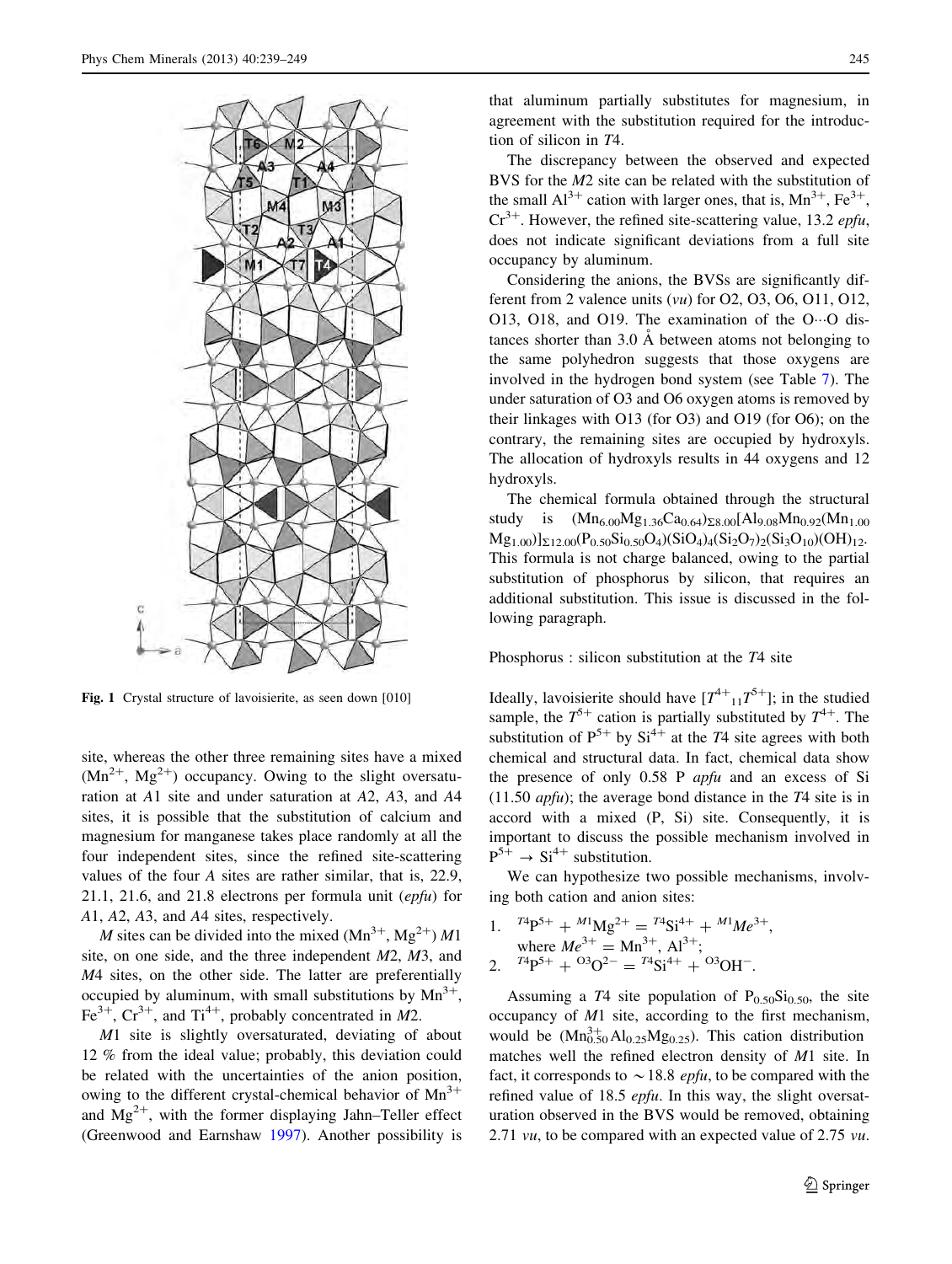Fig. 1 Crystal structure of lavoisierite, as seen down [010]

site, whereas the other three remaining sites have a mixed ($Mn^{2+}$, $Mg^{2+}$) occupancy. Owing to the slight oversaturation at *A*1 site and under saturation at *A*2, *A*3, and *A*4 sites, it is possible that the substitution of calcium and magnesium for manganese takes place randomly at all the four independent sites, since the refined site-scattering values of the four *A* sites are rather similar, that is, 22.9, 21.1, 21.6, and 21.8 electrons per formula unit (*epfu*) for *A*1, *A*2, *A*3, and *A*4 sites, respectively.

*M* sites can be divided into the mixed ($Mn^{3+}$, $Mg^{2+}$) *M*1 site, on one side, and the three independent *M*2, *M*3, and *M*4 sites, on the other side. The latter are preferentially occupied by aluminum, with small substitutions by $Mn^{3+}$, $Fe^{3+}$, $Cr^{3+}$, and $Ti^{4+}$, probably concentrated in *M*2.

*M*1 site is slightly oversaturated, deviating of about 12 % from the ideal value; probably, this deviation could be related with the uncertainties of the anion position, owing to the different crystal-chemical behavior of $Mn^{3+}$ and $Mg^{2+}$, with the former displaying Jahn–Teller effect (Greenwood and Earnshaw 1997). Another possibility is that aluminum partially substitutes for magnesium, in agreement with the substitution required for the introduction of silicon in *T*4.

The discrepancy between the observed and expected BVS for the *M*2 site can be related with the substitution of the small $Al^{3+}$ cation with larger ones, that is, $Mn^{3+}$, $Fe^{3+}$, $Cr^{3+}$. However, the refined site-scattering value, 13.2 *epfu*, does not indicate significant deviations from a full site occupancy by aluminum.

Considering the anions, the BVSs are significantly different from 2 valence units (*vu*) for O2, O3, O6, O11, O12, O13, O18, and O19. The examination of the O···O distances shorter than 3.0 Å between atoms not belonging to the same polyhedron suggests that those oxygens are involved in the hydrogen bond system (see Table 7). The under saturation of O3 and O6 oxygen atoms is removed by their linkages with O13 (for O3) and O19 (for O6); on the contrary, the remaining sites are occupied by hydroxyls. The allocation of hydroxyls results in 44 oxygens and 12 hydroxyls.

The chemical formula obtained through the structural study is $(Mn_{6.00}Mg_{1.36}Ca_{0.64})_{\Sigma 8.00}[Al_{9.08}Mn_{0.92}(Mn_{1.00}Mg_{1.00})]_{\Sigma 12.00}(P_{0.50}Si_{0.50}O_4)(SiO_4)_4(Si_2O_7)_2(Si_3O_{10})(OH)_{12}$. This formula is not charge balanced, owing to the partial substitution of phosphorus by silicon, that requires an additional substitution. This issue is discussed in the following paragraph.

## Phosphorus : silicon substitution at the *T*4 site

Ideally, lavoisierite should have $[T^{4+}{}_{11}T^{5+}]$; in the studied sample, the $T^{5+}$ cation is partially substituted by $T^{4+}$. The substitution of $P^{5+}$ by $Si^{4+}$ at the *T*4 site agrees with both chemical and structural data. In fact, chemical data show the presence of only 0.58 P *apfu* and an excess of Si (11.50 *apfu*); the average bond distance in the *T*4 site is in accord with a mixed (P, Si) site. Consequently, it is important to discuss the possible mechanism involved in $P^{5+} \rightarrow Si^{4+}$ substitution.

We can hypothesize two possible mechanisms, involving both cation and anion sites:

1. ${}^{T4}P^{5+} + {}^{M1}Mg^{2+} = {}^{T4}Si^{4+} + {}^{M1}Me^{3+}$, where $Me^{3+} = Mn^{3+}$, $Al^{3+}$;
2. ${}^{T4}P^{5+} + {}^{O3}O^{2-} = {}^{T4}Si^{4+} + {}^{O3}OH^{-}$.

Assuming a *T*4 site population of $P_{0.50}Si_{0.50}$, the site occupancy of *M*1 site, according to the first mechanism, would be $(Mn^{3+}_{0.50}Al_{0.25}Mg_{0.25})$. This cation distribution matches well the refined electron density of *M*1 site. In fact, it corresponds to ~18.8 *epfu*, to be compared with the refined value of 18.5 *epfu*. In this way, the slight oversaturation observed in the BVS would be removed, obtaining 2.71 *vu*, to be compared with an expected value of 2.75 *vu*.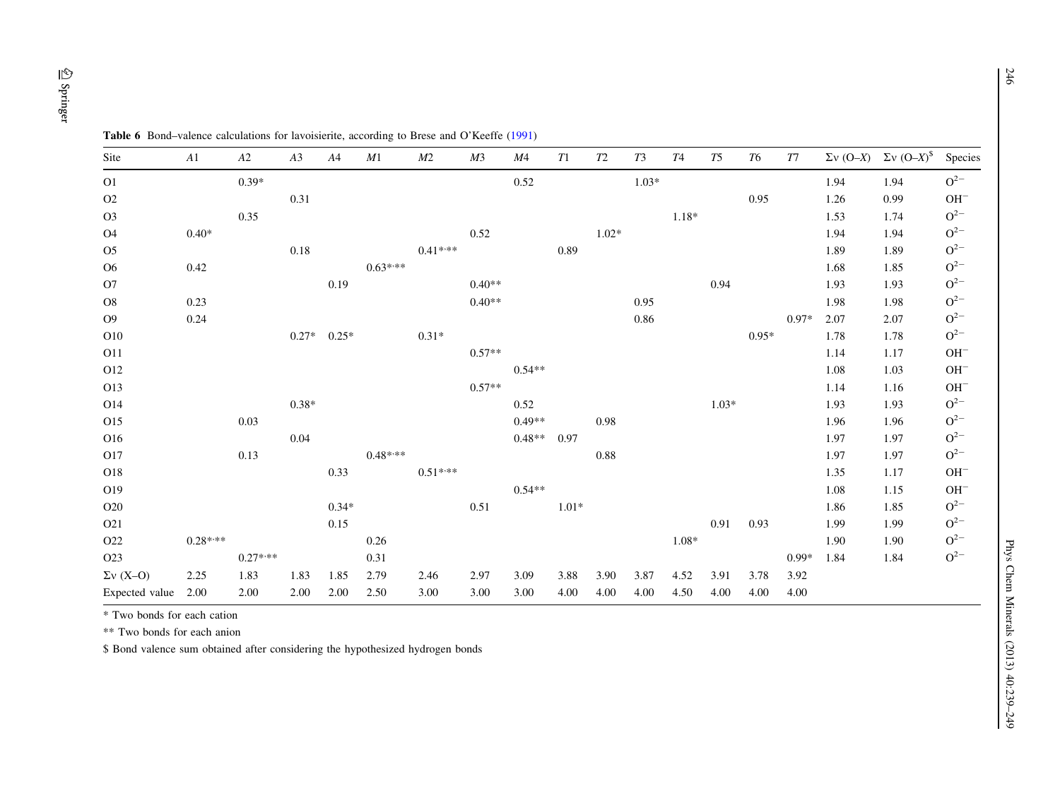**Table 6** Bond–valence calculations for lavoisierite, according to Brese and O'Keeffe (1991)

| Site | *A*1 | *A*2 | *A*3 | *A*4 | *M*1 | *M*2 | *M*3 | *M*4 | *T*1 | *T*2 | *T*3 | *T*4 | *T*5 | *T*6 | *T*7 | Σv (O–*X*) | Σv (O–*X*)$ | Species |
|---|---|---|---|---|---|---|---|---|---|---|---|---|---|---|---|---|---|---|
| O1 | | 0.39* | | | | | | 0.52 | | | 1.03* | | | | | 1.94 | 1.94 | $O^{2-}$ |
| O2 | | | 0.31 | | | | | | | | | | | 0.95 | | 1.26 | 0.99 | $OH^{-}$ |
| O3 | | 0.35 | | | | | | | | | | 1.18* | | | | 1.53 | 1.74 | $O^{2-}$ |
| O4 | 0.40* | | | | | | 0.52 | | | 1.02* | | | | | | 1.94 | 1.94 | $O^{2-}$ |
| O5 | | | 0.18 | | | 0.41*·** | | | 0.89 | | | | | | | 1.89 | 1.89 | $O^{2-}$ |
| O6 | 0.42 | | | | 0.63*·** | | | | | | | | | | | 1.68 | 1.85 | $O^{2-}$ |
| O7 | | | | 0.19 | | | 0.40** | | | | | | 0.94 | | | 1.93 | 1.93 | $O^{2-}$ |
| O8 | 0.23 | | | | | | 0.40** | | | | 0.95 | | | | | 1.98 | 1.98 | $O^{2-}$ |
| O9 | 0.24 | | | | | | | | | | 0.86 | | | | 0.97* | 2.07 | 2.07 | $O^{2-}$ |
| O10 | | | 0.27* | 0.25* | | 0.31* | | | | | | | | 0.95* | | 1.78 | 1.78 | $O^{2-}$ |
| O11 | | | | | | | 0.57** | | | | | | | | | 1.14 | 1.17 | $OH^{-}$ |
| O12 | | | | | | | | 0.54** | | | | | | | | 1.08 | 1.03 | $OH^{-}$ |
| O13 | | | | | | | 0.57** | | | | | | | | | 1.14 | 1.16 | $OH^{-}$ |
| O14 | | | 0.38* | | | | | 0.52 | | | | | 1.03* | | | 1.93 | 1.93 | $O^{2-}$ |
| O15 | | 0.03 | | | | | | 0.49** | | 0.98 | | | | | | 1.96 | 1.96 | $O^{2-}$ |
| O16 | | | 0.04 | | | | | 0.48** | 0.97 | | | | | | | 1.97 | 1.97 | $O^{2-}$ |
| O17 | | 0.13 | | | 0.48*·** | | | | | 0.88 | | | | | | 1.97 | 1.97 | $O^{2-}$ |
| O18 | | | | 0.33 | | 0.51*·** | | | | | | | | | | 1.35 | 1.17 | $OH^{-}$ |
| O19 | | | | | | | | 0.54** | | | | | | | | 1.08 | 1.15 | $OH^{-}$ |
| O20 | | | | 0.34* | | | 0.51 | | 1.01* | | | | | | | 1.86 | 1.85 | $O^{2-}$ |
| O21 | | | | 0.15 | | | | | | | | | 0.91 | 0.93 | | 1.99 | 1.99 | $O^{2-}$ |
| O22 | 0.28*·** | | | | 0.26 | | | | | | | 1.08* | | | | 1.90 | 1.90 | $O^{2-}$ |
| O23 | | 0.27*·** | | | 0.31 | | | | | | | | | | 0.99* | 1.84 | 1.84 | $O^{2-}$ |
| Σv (X–O) | 2.25 | 1.83 | 1.83 | 1.85 | 2.79 | 2.46 | 2.97 | 3.09 | 3.88 | 3.90 | 3.87 | 4.52 | 3.91 | 3.78 | 3.92 | | | |
| Expected value | 2.00 | 2.00 | 2.00 | 2.00 | 2.50 | 3.00 | 3.00 | 3.00 | 4.00 | 4.00 | 4.00 | 4.50 | 4.00 | 4.00 | 4.00 | | | |

\* Two bonds for each cation

\*\* Two bonds for each anion

$ Bond valence sum obtained after considering the hypothesized hydrogen bonds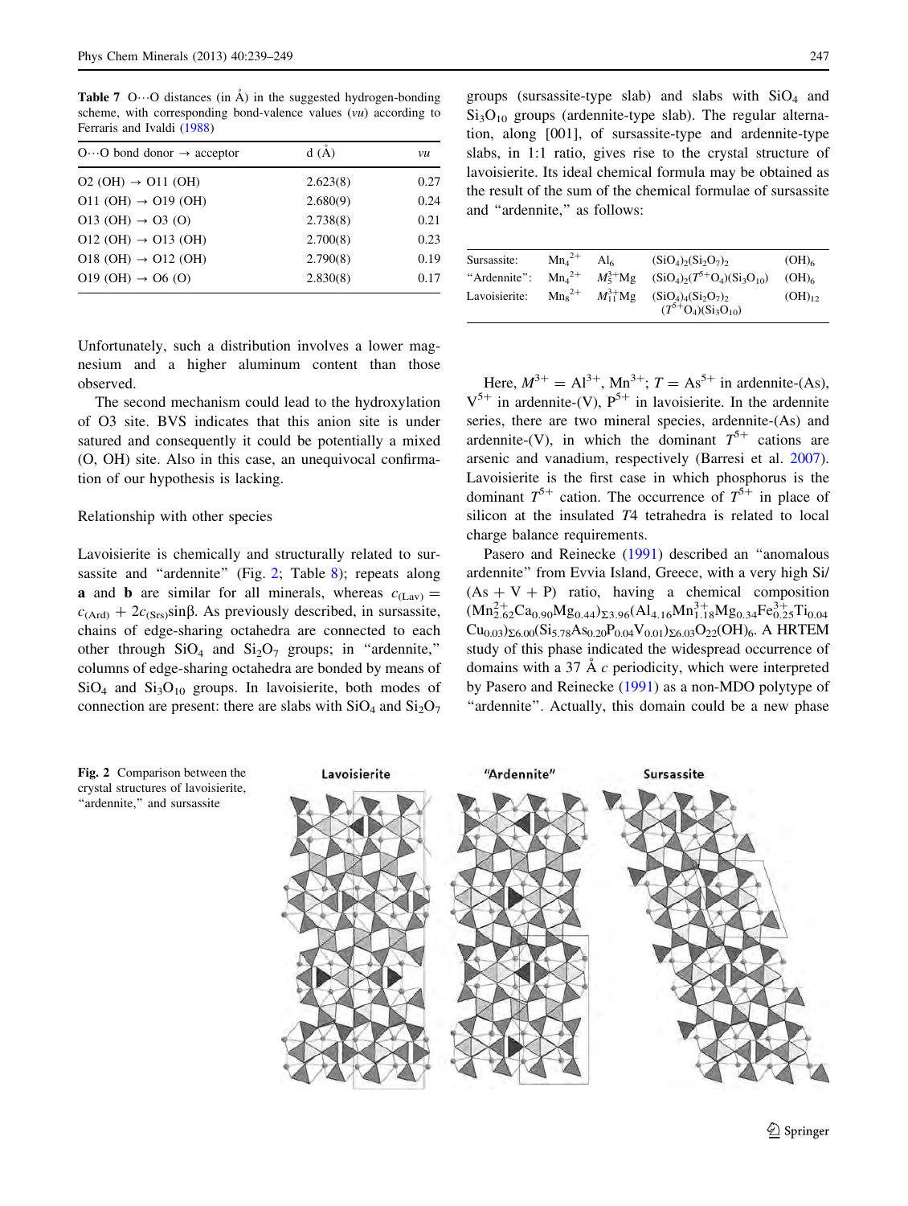**Table 7** O···O distances (in Å) in the suggested hydrogen-bonding scheme, with corresponding bond-valence values (*vu*) according to Ferraris and Ivaldi (1988)

| O···O bond donor → acceptor | d (Å) | *vu* |
|---|---|---|
| O2 (OH) → O11 (OH) | 2.623(8) | 0.27 |
| O11 (OH) → O19 (OH) | 2.680(9) | 0.24 |
| O13 (OH) → O3 (O) | 2.738(8) | 0.21 |
| O12 (OH) → O13 (OH) | 2.700(8) | 0.23 |
| O18 (OH) → O12 (OH) | 2.790(8) | 0.19 |
| O19 (OH) → O6 (O) | 2.830(8) | 0.17 |

Unfortunately, such a distribution involves a lower magnesium and a higher aluminum content than those observed.

The second mechanism could lead to the hydroxylation of O3 site. BVS indicates that this anion site is under satured and consequently it could be potentially a mixed (O, OH) site. Also in this case, an unequivocal confirmation of our hypothesis is lacking.

## Relationship with other species

Lavoisierite is chemically and structurally related to sursassite and "ardennite" (Fig. 2; Table 8); repeats along **a** and **b** are similar for all minerals, whereas $c_{(Lav)} = c_{(Ard)} + 2c_{(Srs)}\sin\beta$. As previously described, in sursassite, chains of edge-sharing octahedra are connected to each other through $SiO_4$ and $Si_2O_7$ groups; in "ardennite," columns of edge-sharing octahedra are bonded by means of $SiO_4$ and $Si_3O_{10}$ groups. In lavoisierite, both modes of connection are present: there are slabs with $SiO_4$ and $Si_2O_7$ groups (sursassite-type slab) and slabs with $SiO_4$ and $Si_3O_{10}$ groups (ardennite-type slab). The regular alternation, along [001], of sursassite-type and ardennite-type slabs, in 1:1 ratio, gives rise to the crystal structure of lavoisierite. Its ideal chemical formula may be obtained as the result of the sum of the chemical formulae of sursassite and "ardennite," as follows:

| | | | | |
|---|---|---|---|---|
| Sursassite: | $Mn_4^{2+}$ | $Al_6$ | $(SiO_4)_2(Si_2O_7)_2$ | $(OH)_6$ |
| "Ardennite": | $Mn_4^{2+}$ | $M_5^{3+}Mg$ | $(SiO_4)_2(T^{5+}O_4)(Si_3O_{10})$ | $(OH)_6$ |
| Lavoisierite: | $Mn_8^{2+}$ | $M_{11}^{3+}Mg$ | $(SiO_4)_4(Si_2O_7)_2(T^{5+}O_4)(Si_3O_{10})$ | $(OH)_{12}$ |

Here, $M^{3+} = Al^{3+}, Mn^{3+}$; $T = As^{5+}$ in ardennite-(As), $V^{5+}$ in ardennite-(V), $P^{5+}$ in lavoisierite. In the ardennite series, there are two mineral species, ardennite-(As) and ardennite-(V), in which the dominant $T^{5+}$ cations are arsenic and vanadium, respectively (Barresi et al. 2007). Lavoisierite is the first case in which phosphorus is the dominant $T^{5+}$ cation. The occurrence of $T^{5+}$ in place of silicon at the insulated *T*4 tetrahedra is related to local charge balance requirements.

Pasero and Reinecke (1991) described an "anomalous ardennite" from Evvia Island, Greece, with a very high Si/(As + V + P) ratio, having a chemical composition $(Mn^{2+}_{2.62}Ca_{0.90}Mg_{0.44})_{\Sigma 3.96}(Al_{4.16}Mn^{3+}_{1.18}Mg_{0.34}Fe^{3+}_{0.25}Ti_{0.04}Cu_{0.03})_{\Sigma 6.00}(Si_{5.78}As_{0.20}P_{0.04}V_{0.01})_{\Sigma 6.03}O_{22}(OH)_6$. A HRTEM study of this phase indicated the widespread occurrence of domains with a 37 Å *c* periodicity, which were interpreted by Pasero and Reinecke (1991) as a non-MDO polytype of "ardennite". Actually, this domain could be a new phase

Fig. 2 Comparison between the crystal structures of lavoisierite, "ardennite," and sursassite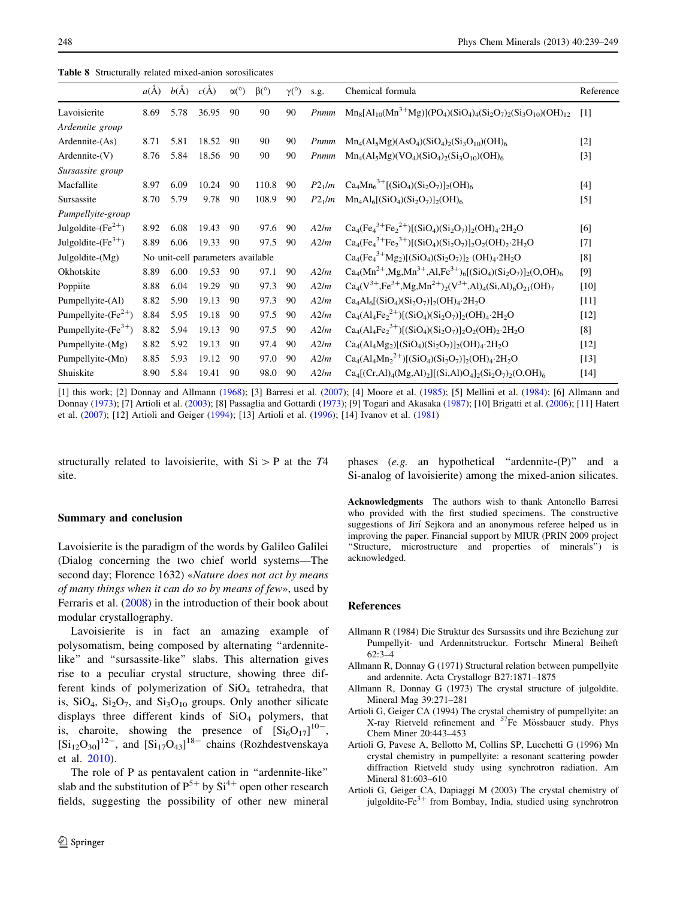**Table 8** Structurally related mixed-anion sorosilicates

| | a(Å) | b(Å) | c(Å) | α(°) | β(°) | γ(°) | s.g. | Chemical formula | Reference |
|---|---|---|---|---|---|---|---|---|---|
| Lavoisierite | 8.69 | 5.78 | 36.95 | 90 | 90 | 90 | *Pnmm* | $Mn_8[Al_{10}(Mn^{3+}Mg)](PO_4)(SiO_4)_4(Si_2O_7)_2(Si_3O_{10})(OH)_{12}$ | [1] |
| *Ardennite group* | | | | | | | | | |
| Ardennite-(As) | 8.71 | 5.81 | 18.52 | 90 | 90 | 90 | *Pnmm* | $Mn_4(Al_5Mg)(AsO_4)(SiO_4)_2(Si_3O_{10})(OH)_6$ | [2] |
| Ardennite-(V) | 8.76 | 5.84 | 18.56 | 90 | 90 | 90 | *Pnmm* | $Mn_4(Al_5Mg)(VO_4)(SiO_4)_2(Si_3O_{10})(OH)_6$ | [3] |
| *Sursassite group* | | | | | | | | | |
| Macfallite | 8.97 | 6.09 | 10.24 | 90 | 110.8 | 90 | $P2_1/m$ | $Ca_4Mn_6^{3+}[(SiO_4)(Si_2O_7)]_2(OH)_6$ | [4] |
| Sursassite | 8.70 | 5.79 | 9.78 | 90 | 108.9 | 90 | $P2_1/m$ | $Mn_4Al_6[(SiO_4)(Si_2O_7)]_2(OH)_6$ | [5] |
| *Pumpellyite-group* | | | | | | | | | |
| Julgoldite-($Fe^{2+}$) | 8.92 | 6.08 | 19.43 | 90 | 97.6 | 90 | *A*2/*m* | $Ca_4(Fe_4^{3+}Fe_2^{2+})[(SiO_4)(Si_2O_7)]_2(OH)_4{\cdot}2H_2O$ | [6] |
| Julgoldite-($Fe^{3+}$) | 8.89 | 6.06 | 19.33 | 90 | 97.5 | 90 | *A*2/*m* | $Ca_4(Fe_4^{3+}Fe_2^{3+})[(SiO_4)(Si_2O_7)]_2O_2(OH)_2{\cdot}2H_2O$ | [7] |
| Julgoldite-(Mg) | No unit-cell parameters available | | | | | | | $Ca_4(Fe_4^{3+}Mg_2)[(SiO_4)(Si_2O_7)]_2(OH)_4{\cdot}2H_2O$ | [8] |
| Okhotskite | 8.89 | 6.00 | 19.53 | 90 | 97.1 | 90 | *A*2/*m* | $Ca_4(Mn^{2+},Mg,Mn^{3+},Al,Fe^{3+})_6[(SiO_4)(Si_2O_7)]_2(O,OH)_6$ | [9] |
| Poppiite | 8.88 | 6.04 | 19.29 | 90 | 97.3 | 90 | *A*2/*m* | $Ca_4(V^{3+},Fe^{3+},Mg,Mn^{2+})_2(V^{3+},Al)_4(Si,Al)_6O_{21}(OH)_7$ | [10] |
| Pumpellyite-(Al) | 8.82 | 5.90 | 19.13 | 90 | 97.3 | 90 | *A*2/*m* | $Ca_4Al_6[(SiO_4)(Si_2O_7)]_2(OH)_4{\cdot}2H_2O$ | [11] |
| Pumpellyite-($Fe^{2+}$) | 8.84 | 5.95 | 19.18 | 90 | 97.5 | 90 | *A*2/*m* | $Ca_4(Al_4Fe_2^{2+})[(SiO_4)(Si_2O_7)]_2(OH)_4{\cdot}2H_2O$ | [12] |
| Pumpellyite-($Fe^{3+}$) | 8.82 | 5.94 | 19.13 | 90 | 97.5 | 90 | *A*2/*m* | $Ca_4(Al_4Fe_2^{3+})[(SiO_4)(Si_2O_7)]_2O_2(OH)_2{\cdot}2H_2O$ | [8] |
| Pumpellyite-(Mg) | 8.82 | 5.92 | 19.13 | 90 | 97.4 | 90 | *A*2/*m* | $Ca_4(Al_4Mg_2)[(SiO_4)(Si_2O_7)]_2(OH)_4{\cdot}2H_2O$ | [12] |
| Pumpellyite-(Mn) | 8.85 | 5.93 | 19.12 | 90 | 97.0 | 90 | *A*2/*m* | $Ca_4(Al_4Mn_2^{2+})[(SiO_4)(Si_2O_7)]_2(OH)_4{\cdot}2H_2O$ | [13] |
| Shuiskite | 8.90 | 5.84 | 19.41 | 90 | 98.0 | 90 | *A*2/*m* | $Ca_4[(Cr,Al)_4(Mg,Al)_2][(Si,Al)O_4]_2(Si_2O_7)_2(O,OH)_6$ | [14] |

[1] this work; [2] Donnay and Allmann (1968); [3] Barresi et al. (2007); [4] Moore et al. (1985); [5] Mellini et al. (1984); [6] Allmann and Donnay (1973); [7] Artioli et al. (2003); [8] Passaglia and Gottardi (1973); [9] Togari and Akasaka (1987); [10] Brigatti et al. (2006); [11] Hatert et al. (2007); [12] Artioli and Geiger (1994); [13] Artioli et al. (1996); [14] Ivanov et al. (1981)

structurally related to lavoisierite, with Si > P at the *T*4 site.

## Summary and conclusion

Lavoisierite is the paradigm of the words by Galileo Galilei (Dialog concerning the two chief world systems—The second day; Florence 1632) «*Nature does not act by means of many things when it can do so by means of few*», used by Ferraris et al. (2008) in the introduction of their book about modular crystallography.

Lavoisierite is in fact an amazing example of polysomatism, being composed by alternating "ardennite-like" and "sursassite-like" slabs. This alternation gives rise to a peculiar crystal structure, showing three different kinds of polymerization of $SiO_4$ tetrahedra, that is, $SiO_4$, $Si_2O_7$, and $Si_3O_{10}$ groups. Only another silicate displays three different kinds of $SiO_4$ polymers, that is, charoite, showing the presence of $[Si_6O_{17}]^{10-}$, $[Si_{12}O_{30}]^{12-}$, and $[Si_{17}O_{43}]^{18-}$ chains (Rozhdestvenskaya et al. 2010).

The role of P as pentavalent cation in "ardennite-like" slab and the substitution of $P^{5+}$ by $Si^{4+}$ open other research fields, suggesting the possibility of other new mineral phases (*e.g.* an hypothetical "ardennite-(P)" and a Si-analog of lavoisierite) among the mixed-anion silicates.

**Acknowledgments** The authors wish to thank Antonello Barresi who provided with the first studied specimens. The constructive suggestions of Jiří Sejkora and an anonymous referee helped us in improving the paper. Financial support by MIUR (PRIN 2009 project "Structure, microstructure and properties of minerals") is acknowledged.

## References

Allmann R (1984) Die Struktur des Sursassits und ihre Beziehung zur Pumpellyit- und Ardennitstruktur. Fortschr Mineral Beiheft 62:3–4

Allmann R, Donnay G (1971) Structural relation between pumpellyite and ardennite. Acta Crystallogr B27:1871–1875

Allmann R, Donnay G (1973) The crystal structure of julgoldite. Mineral Mag 39:271–281

Artioli G, Geiger CA (1994) The crystal chemistry of pumpellyite: an X-ray Rietveld refinement and $^{57}$Fe Mössbauer study. Phys Chem Miner 20:443–453

Artioli G, Pavese A, Bellotto M, Collins SP, Lucchetti G (1996) Mn crystal chemistry in pumpellyite: a resonant scattering powder diffraction Rietveld study using synchrotron radiation. Am Mineral 81:603–610

Artioli G, Geiger CA, Dapiaggi M (2003) The crystal chemistry of julgoldite-$Fe^{3+}$ from Bombay, India, studied using synchrotron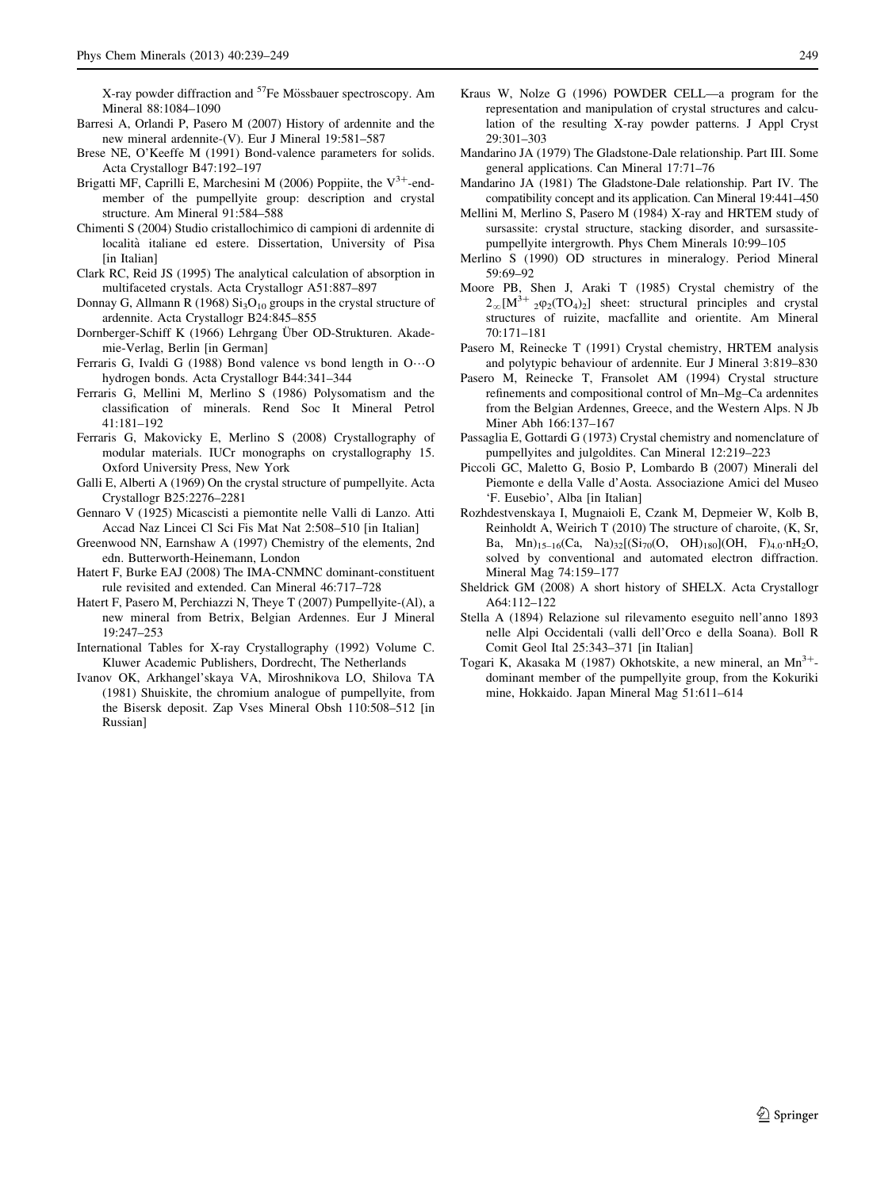X-ray powder diffraction and $^{57}$Fe Mössbauer spectroscopy. Am Mineral 88:1084–1090

Barresi A, Orlandi P, Pasero M (2007) History of ardennite and the new mineral ardennite-(V). Eur J Mineral 19:581–587

Brese NE, O'Keeffe M (1991) Bond-valence parameters for solids. Acta Crystallogr B47:192–197

Brigatti MF, Caprilli E, Marchesini M (2006) Poppiite, the $V^{3+}$-end-member of the pumpellyite group: description and crystal structure. Am Mineral 91:584–588

Chimenti S (2004) Studio cristallochimico di campioni di ardennite di località italiane ed estere. Dissertation, University of Pisa [in Italian]

Clark RC, Reid JS (1995) The analytical calculation of absorption in multifaceted crystals. Acta Crystallogr A51:887–897

Donnay G, Allmann R (1968) $Si_3O_{10}$ groups in the crystal structure of ardennite. Acta Crystallogr B24:845–855

Dornberger-Schiff K (1966) Lehrgang Über OD-Strukturen. Akademie-Verlag, Berlin [in German]

Ferraris G, Ivaldi G (1988) Bond valence vs bond length in O···O hydrogen bonds. Acta Crystallogr B44:341–344

Ferraris G, Mellini M, Merlino S (1986) Polysomatism and the classification of minerals. Rend Soc It Mineral Petrol 41:181–192

Ferraris G, Makovicky E, Merlino S (2008) Crystallography of modular materials. IUCr monographs on crystallography 15. Oxford University Press, New York

Galli E, Alberti A (1969) On the crystal structure of pumpellyite. Acta Crystallogr B25:2276–2281

Gennaro V (1925) Micascisti a piemontite nelle Valli di Lanzo. Atti Accad Naz Lincei Cl Sci Fis Mat Nat 2:508–510 [in Italian]

Greenwood NN, Earnshaw A (1997) Chemistry of the elements, 2nd edn. Butterworth-Heinemann, London

Hatert F, Burke EAJ (2008) The IMA-CNMNC dominant-constituent rule revisited and extended. Can Mineral 46:717–728

Hatert F, Pasero M, Perchiazzi N, Theye T (2007) Pumpellyite-(Al), a new mineral from Bertrix, Belgian Ardennes. Eur J Mineral 19:247–253

International Tables for X-ray Crystallography (1992) Volume C. Kluwer Academic Publishers, Dordrecht, The Netherlands

Ivanov OK, Arkhangel'skaya VA, Miroshnikova LO, Shilova TA (1981) Shuiskite, the chromium analogue of pumpellyite, from the Bisersk deposit. Zap Vses Mineral Obsh 110:508–512 [in Russian]

Kraus W, Nolze G (1996) POWDER CELL—a program for the representation and manipulation of crystal structures and calculation of the resulting X-ray powder patterns. J Appl Cryst 29:301–303

Mandarino JA (1979) The Gladstone-Dale relationship. Part III. Some general applications. Can Mineral 17:71–76

Mandarino JA (1981) The Gladstone-Dale relationship. Part IV. The compatibility concept and its application. Can Mineral 19:441–450

Mellini M, Merlino S, Pasero M (1984) X-ray and HRTEM study of sursassite: crystal structure, stacking disorder, and sursassite-pumpellyite intergrowth. Phys Chem Minerals 10:99–105

Merlino S (1990) OD structures in mineralogy. Period Mineral 59:69–92

Moore PB, Shen J, Araki T (1985) Crystal chemistry of the $_{\infty}^{2}[M^{3+}{}_{2}\varphi_2(TO_4)_2]$ sheet: structural principles and crystal structures of ruizite, macfallite and orientite. Am Mineral 70:171–181

Pasero M, Reinecke T (1991) Crystal chemistry, HRTEM analysis and polytypic behaviour of ardennite. Eur J Mineral 3:819–830

Pasero M, Reinecke T, Fransolet AM (1994) Crystal structure refinements and compositional control of Mn–Mg–Ca ardennites from the Belgian Ardennes, Greece, and the Western Alps. N Jb Miner Abh 166:137–167

Passaglia E, Gottardi G (1973) Crystal chemistry and nomenclature of pumpellyites and julgoldites. Can Mineral 12:219–223

Piccoli GC, Maletto G, Bosio P, Lombardo B (2007) Minerali del Piemonte e della Valle d'Aosta. Associazione Amici del Museo 'F. Eusebio', Alba [in Italian]

Rozhdestvenskaya I, Mugnaioli E, Czank M, Depmeier W, Kolb B, Reinholdt A, Weirich T (2010) The structure of charoite, (K, Sr, Ba, Mn)$_{15-16}$(Ca, Na)$_{32}$[(Si$_{70}$(O, OH)$_{180}$](OH, F)$_{4.0}$·nH$_2$O, solved by conventional and automated electron diffraction. Mineral Mag 74:159–177

Sheldrick GM (2008) A short history of SHELX. Acta Crystallogr A64:112–122

Stella A (1894) Relazione sul rilevamento eseguito nell'anno 1893 nelle Alpi Occidentali (valli dell'Orco e della Soana). Boll R Comit Geol Ital 25:343–371 [in Italian]

Togari K, Akasaka M (1987) Okhotskite, a new mineral, an $Mn^{3+}$-dominant member of the pumpellyite group, from the Kokuriki mine, Hokkaido. Japan Mineral Mag 51:611–614